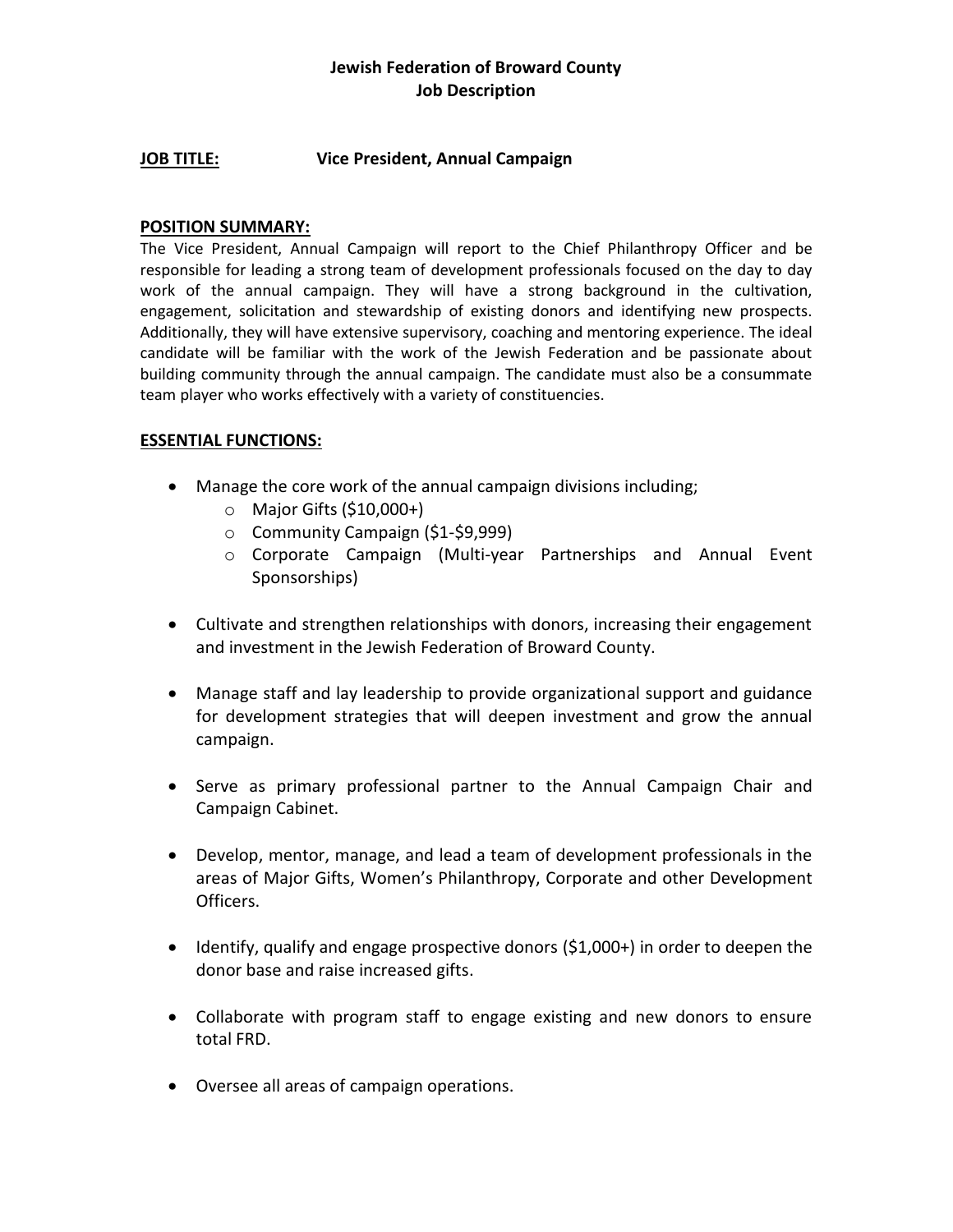**Jewish Federation of Broward County**
**Job Description**

**JOB TITLE:** **Vice President, Annual Campaign**

## POSITION SUMMARY:

The Vice President, Annual Campaign will report to the Chief Philanthropy Officer and be responsible for leading a strong team of development professionals focused on the day to day work of the annual campaign. They will have a strong background in the cultivation, engagement, solicitation and stewardship of existing donors and identifying new prospects. Additionally, they will have extensive supervisory, coaching and mentoring experience. The ideal candidate will be familiar with the work of the Jewish Federation and be passionate about building community through the annual campaign. The candidate must also be a consummate team player who works effectively with a variety of constituencies.

## ESSENTIAL FUNCTIONS:

- Manage the core work of the annual campaign divisions including;
  - Major Gifts ($10,000+)
  - Community Campaign ($1-$9,999)
  - Corporate Campaign (Multi-year Partnerships and Annual Event Sponsorships)
- Cultivate and strengthen relationships with donors, increasing their engagement and investment in the Jewish Federation of Broward County.
- Manage staff and lay leadership to provide organizational support and guidance for development strategies that will deepen investment and grow the annual campaign.
- Serve as primary professional partner to the Annual Campaign Chair and Campaign Cabinet.
- Develop, mentor, manage, and lead a team of development professionals in the areas of Major Gifts, Women's Philanthropy, Corporate and other Development Officers.
- Identify, qualify and engage prospective donors ($1,000+) in order to deepen the donor base and raise increased gifts.
- Collaborate with program staff to engage existing and new donors to ensure total FRD.
- Oversee all areas of campaign operations.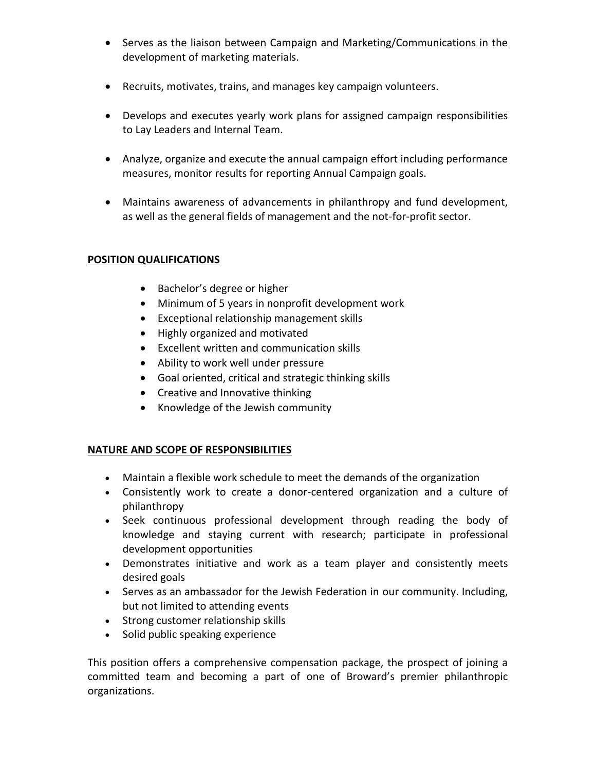- Serves as the liaison between Campaign and Marketing/Communications in the development of marketing materials.

- Recruits, motivates, trains, and manages key campaign volunteers.

- Develops and executes yearly work plans for assigned campaign responsibilities to Lay Leaders and Internal Team.

- Analyze, organize and execute the annual campaign effort including performance measures, monitor results for reporting Annual Campaign goals.

- Maintains awareness of advancements in philanthropy and fund development, as well as the general fields of management and the not-for-profit sector.

**POSITION QUALIFICATIONS**

- Bachelor's degree or higher
- Minimum of 5 years in nonprofit development work
- Exceptional relationship management skills
- Highly organized and motivated
- Excellent written and communication skills
- Ability to work well under pressure
- Goal oriented, critical and strategic thinking skills
- Creative and Innovative thinking
- Knowledge of the Jewish community

**NATURE AND SCOPE OF RESPONSIBILITIES**

- Maintain a flexible work schedule to meet the demands of the organization
- Consistently work to create a donor-centered organization and a culture of philanthropy
- Seek continuous professional development through reading the body of knowledge and staying current with research; participate in professional development opportunities
- Demonstrates initiative and work as a team player and consistently meets desired goals
- Serves as an ambassador for the Jewish Federation in our community. Including, but not limited to attending events
- Strong customer relationship skills
- Solid public speaking experience

This position offers a comprehensive compensation package, the prospect of joining a committed team and becoming a part of one of Broward's premier philanthropic organizations.